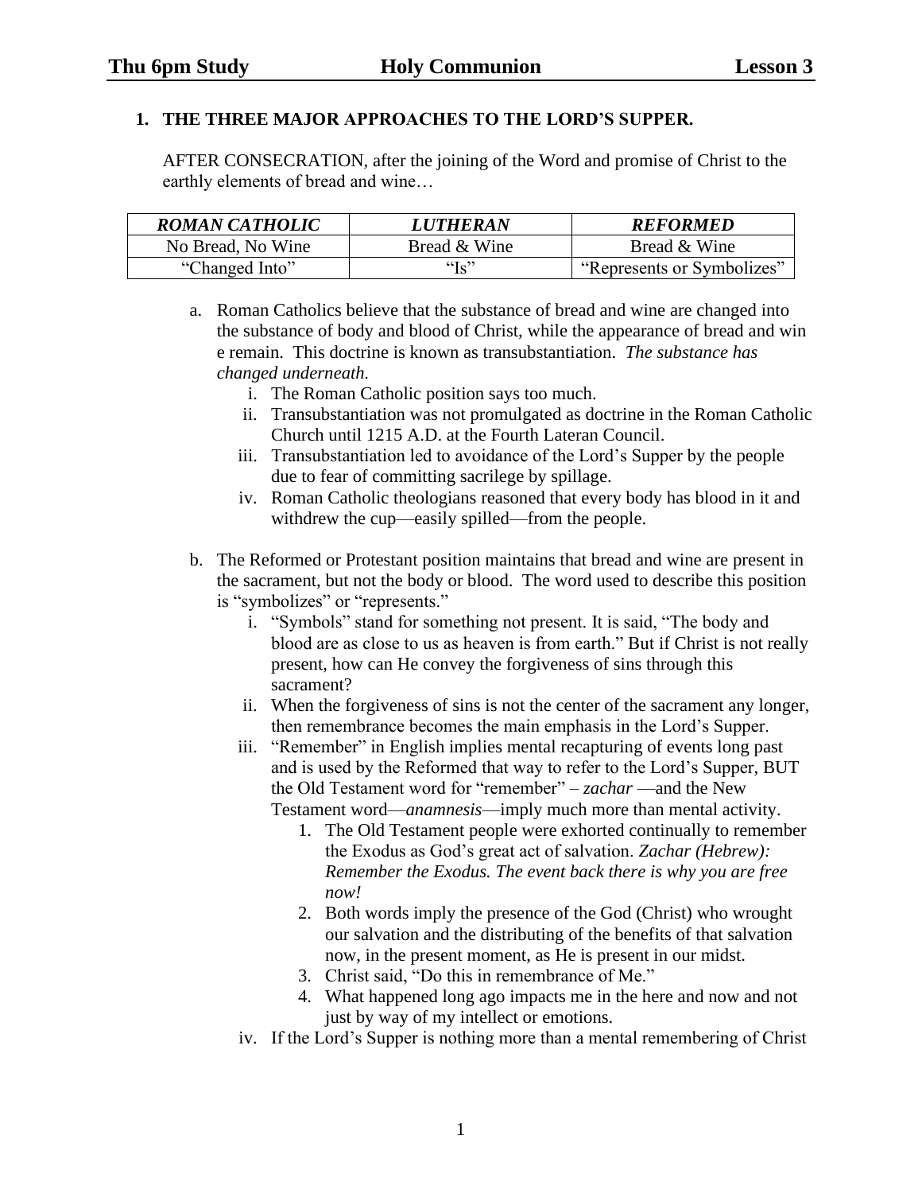## 1. THE THREE MAJOR APPROACHES TO THE LORD'S SUPPER.

AFTER CONSECRATION, after the joining of the Word and promise of Christ to the earthly elements of bread and wine…

| ***ROMAN CATHOLIC*** | ***LUTHERAN*** | ***REFORMED*** |
|---|---|---|
| No Bread, No Wine | Bread & Wine | Bread & Wine |
| "Changed Into" | "Is" | "Represents or Symbolizes" |

a. Roman Catholics believe that the substance of bread and wine are changed into the substance of body and blood of Christ, while the appearance of bread and win e remain. This doctrine is known as transubstantiation. *The substance has changed underneath.*
   i. The Roman Catholic position says too much.
   ii. Transubstantiation was not promulgated as doctrine in the Roman Catholic Church until 1215 A.D. at the Fourth Lateran Council.
   iii. Transubstantiation led to avoidance of the Lord's Supper by the people due to fear of committing sacrilege by spillage.
   iv. Roman Catholic theologians reasoned that every body has blood in it and withdrew the cup—easily spilled—from the people.

b. The Reformed or Protestant position maintains that bread and wine are present in the sacrament, but not the body or blood. The word used to describe this position is "symbolizes" or "represents."
   i. "Symbols" stand for something not present. It is said, "The body and blood are as close to us as heaven is from earth." But if Christ is not really present, how can He convey the forgiveness of sins through this sacrament?
   ii. When the forgiveness of sins is not the center of the sacrament any longer, then remembrance becomes the main emphasis in the Lord's Supper.
   iii. "Remember" in English implies mental recapturing of events long past and is used by the Reformed that way to refer to the Lord's Supper, BUT the Old Testament word for "remember" – *zachar* —and the New Testament word—*anamnesis*—imply much more than mental activity.
      1. The Old Testament people were exhorted continually to remember the Exodus as God's great act of salvation. *Zachar (Hebrew): Remember the Exodus. The event back there is why you are free now!*
      2. Both words imply the presence of the God (Christ) who wrought our salvation and the distributing of the benefits of that salvation now, in the present moment, as He is present in our midst.
      3. Christ said, "Do this in remembrance of Me."
      4. What happened long ago impacts me in the here and now and not just by way of my intellect or emotions.
   iv. If the Lord's Supper is nothing more than a mental remembering of Christ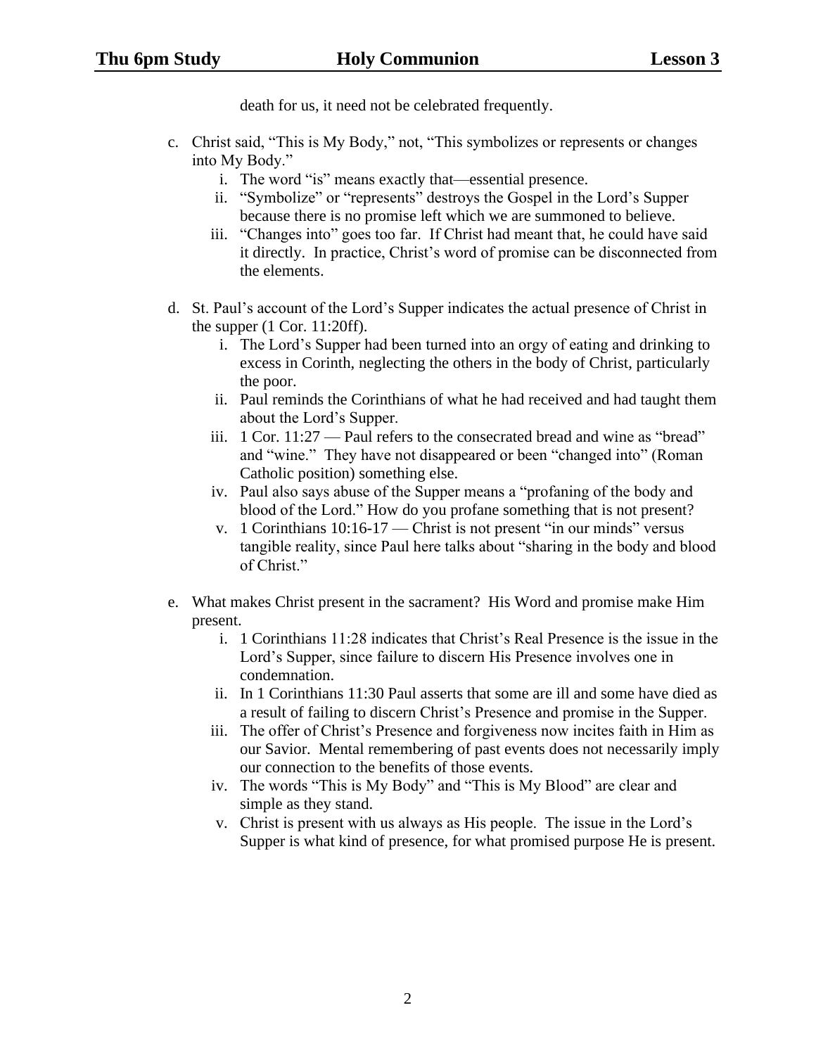death for us, it need not be celebrated frequently.

c. Christ said, "This is My Body," not, "This symbolizes or represents or changes into My Body."
   i. The word "is" means exactly that—essential presence.
   ii. "Symbolize" or "represents" destroys the Gospel in the Lord's Supper because there is no promise left which we are summoned to believe.
   iii. "Changes into" goes too far. If Christ had meant that, he could have said it directly. In practice, Christ's word of promise can be disconnected from the elements.

d. St. Paul's account of the Lord's Supper indicates the actual presence of Christ in the supper (1 Cor. 11:20ff).
   i. The Lord's Supper had been turned into an orgy of eating and drinking to excess in Corinth, neglecting the others in the body of Christ, particularly the poor.
   ii. Paul reminds the Corinthians of what he had received and had taught them about the Lord's Supper.
   iii. 1 Cor. 11:27 — Paul refers to the consecrated bread and wine as "bread" and "wine." They have not disappeared or been "changed into" (Roman Catholic position) something else.
   iv. Paul also says abuse of the Supper means a "profaning of the body and blood of the Lord." How do you profane something that is not present?
   v. 1 Corinthians 10:16-17 — Christ is not present "in our minds" versus tangible reality, since Paul here talks about "sharing in the body and blood of Christ."

e. What makes Christ present in the sacrament? His Word and promise make Him present.
   i. 1 Corinthians 11:28 indicates that Christ's Real Presence is the issue in the Lord's Supper, since failure to discern His Presence involves one in condemnation.
   ii. In 1 Corinthians 11:30 Paul asserts that some are ill and some have died as a result of failing to discern Christ's Presence and promise in the Supper.
   iii. The offer of Christ's Presence and forgiveness now incites faith in Him as our Savior. Mental remembering of past events does not necessarily imply our connection to the benefits of those events.
   iv. The words "This is My Body" and "This is My Blood" are clear and simple as they stand.
   v. Christ is present with us always as His people. The issue in the Lord's Supper is what kind of presence, for what promised purpose He is present.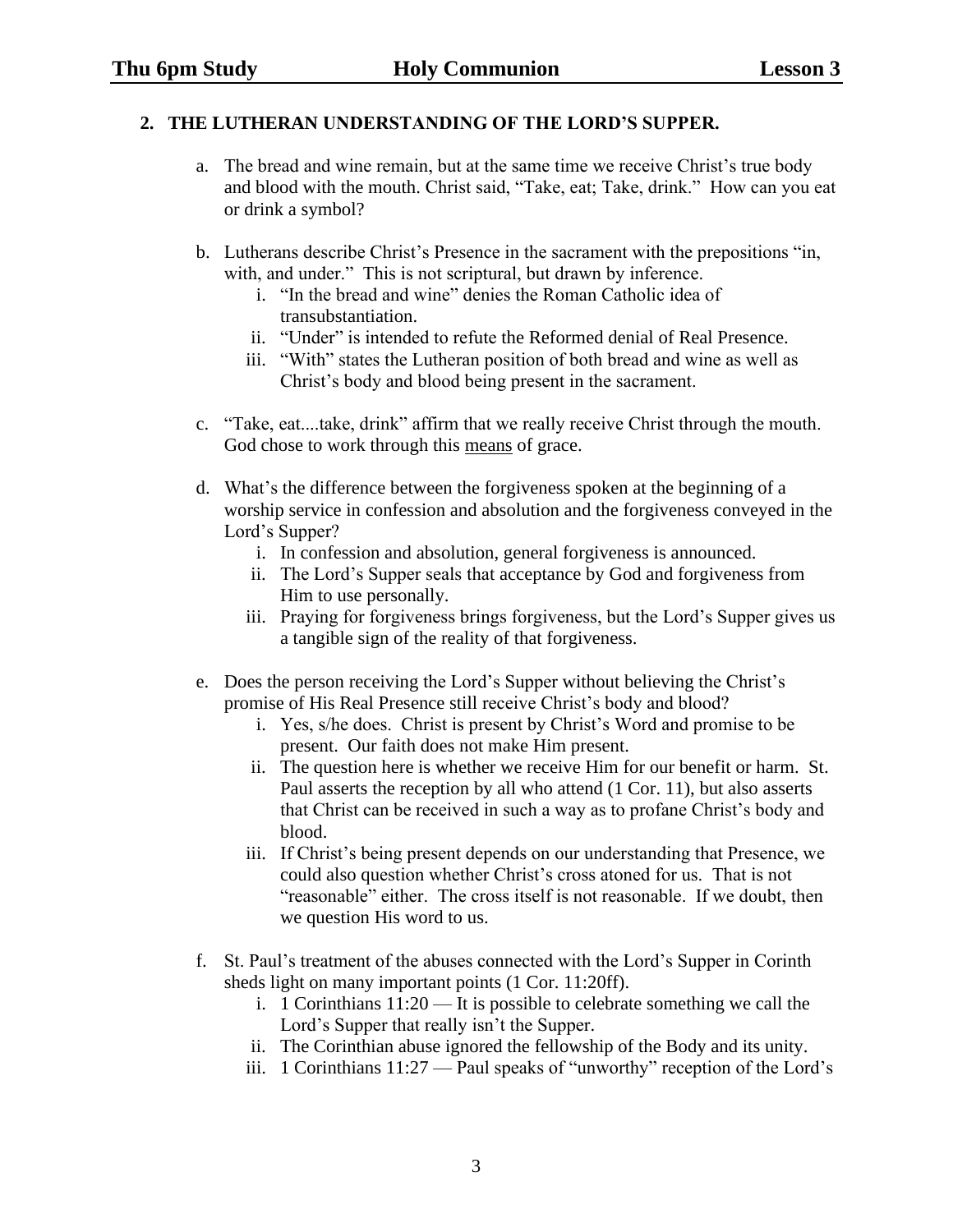## 2. THE LUTHERAN UNDERSTANDING OF THE LORD'S SUPPER.

a. The bread and wine remain, but at the same time we receive Christ's true body and blood with the mouth. Christ said, "Take, eat; Take, drink." How can you eat or drink a symbol?

b. Lutherans describe Christ's Presence in the sacrament with the prepositions "in, with, and under." This is not scriptural, but drawn by inference.
   i. "In the bread and wine" denies the Roman Catholic idea of transubstantiation.
   ii. "Under" is intended to refute the Reformed denial of Real Presence.
   iii. "With" states the Lutheran position of both bread and wine as well as Christ's body and blood being present in the sacrament.

c. "Take, eat....take, drink" affirm that we really receive Christ through the mouth. God chose to work through this <u>means</u> of grace.

d. What's the difference between the forgiveness spoken at the beginning of a worship service in confession and absolution and the forgiveness conveyed in the Lord's Supper?
   i. In confession and absolution, general forgiveness is announced.
   ii. The Lord's Supper seals that acceptance by God and forgiveness from Him to use personally.
   iii. Praying for forgiveness brings forgiveness, but the Lord's Supper gives us a tangible sign of the reality of that forgiveness.

e. Does the person receiving the Lord's Supper without believing the Christ's promise of His Real Presence still receive Christ's body and blood?
   i. Yes, s/he does. Christ is present by Christ's Word and promise to be present. Our faith does not make Him present.
   ii. The question here is whether we receive Him for our benefit or harm. St. Paul asserts the reception by all who attend (1 Cor. 11), but also asserts that Christ can be received in such a way as to profane Christ's body and blood.
   iii. If Christ's being present depends on our understanding that Presence, we could also question whether Christ's cross atoned for us. That is not "reasonable" either. The cross itself is not reasonable. If we doubt, then we question His word to us.

f. St. Paul's treatment of the abuses connected with the Lord's Supper in Corinth sheds light on many important points (1 Cor. 11:20ff).
   i. 1 Corinthians 11:20 — It is possible to celebrate something we call the Lord's Supper that really isn't the Supper.
   ii. The Corinthian abuse ignored the fellowship of the Body and its unity.
   iii. 1 Corinthians 11:27 — Paul speaks of "unworthy" reception of the Lord's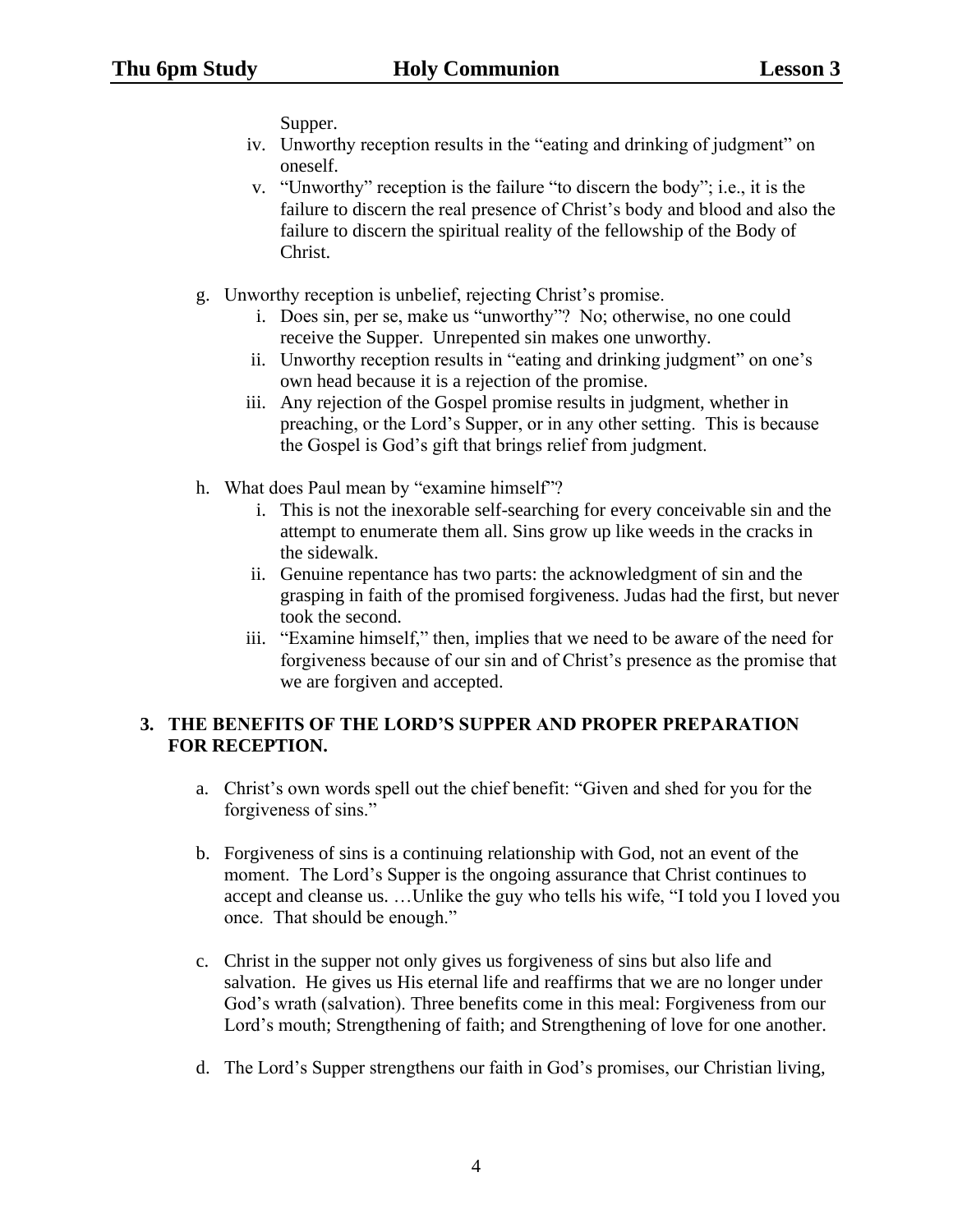Supper.

   iv. Unworthy reception results in the "eating and drinking of judgment" on oneself.
   v. "Unworthy" reception is the failure "to discern the body"; i.e., it is the failure to discern the real presence of Christ's body and blood and also the failure to discern the spiritual reality of the fellowship of the Body of Christ.

g. Unworthy reception is unbelief, rejecting Christ's promise.
   i. Does sin, per se, make us "unworthy"? No; otherwise, no one could receive the Supper. Unrepented sin makes one unworthy.
   ii. Unworthy reception results in "eating and drinking judgment" on one's own head because it is a rejection of the promise.
   iii. Any rejection of the Gospel promise results in judgment, whether in preaching, or the Lord's Supper, or in any other setting. This is because the Gospel is God's gift that brings relief from judgment.

h. What does Paul mean by "examine himself"?
   i. This is not the inexorable self-searching for every conceivable sin and the attempt to enumerate them all. Sins grow up like weeds in the cracks in the sidewalk.
   ii. Genuine repentance has two parts: the acknowledgment of sin and the grasping in faith of the promised forgiveness. Judas had the first, but never took the second.
   iii. "Examine himself," then, implies that we need to be aware of the need for forgiveness because of our sin and of Christ's presence as the promise that we are forgiven and accepted.

**3. THE BENEFITS OF THE LORD'S SUPPER AND PROPER PREPARATION FOR RECEPTION.**

a. Christ's own words spell out the chief benefit: "Given and shed for you for the forgiveness of sins."

b. Forgiveness of sins is a continuing relationship with God, not an event of the moment. The Lord's Supper is the ongoing assurance that Christ continues to accept and cleanse us. …Unlike the guy who tells his wife, "I told you I loved you once. That should be enough."

c. Christ in the supper not only gives us forgiveness of sins but also life and salvation. He gives us His eternal life and reaffirms that we are no longer under God's wrath (salvation). Three benefits come in this meal: Forgiveness from our Lord's mouth; Strengthening of faith; and Strengthening of love for one another.

d. The Lord's Supper strengthens our faith in God's promises, our Christian living,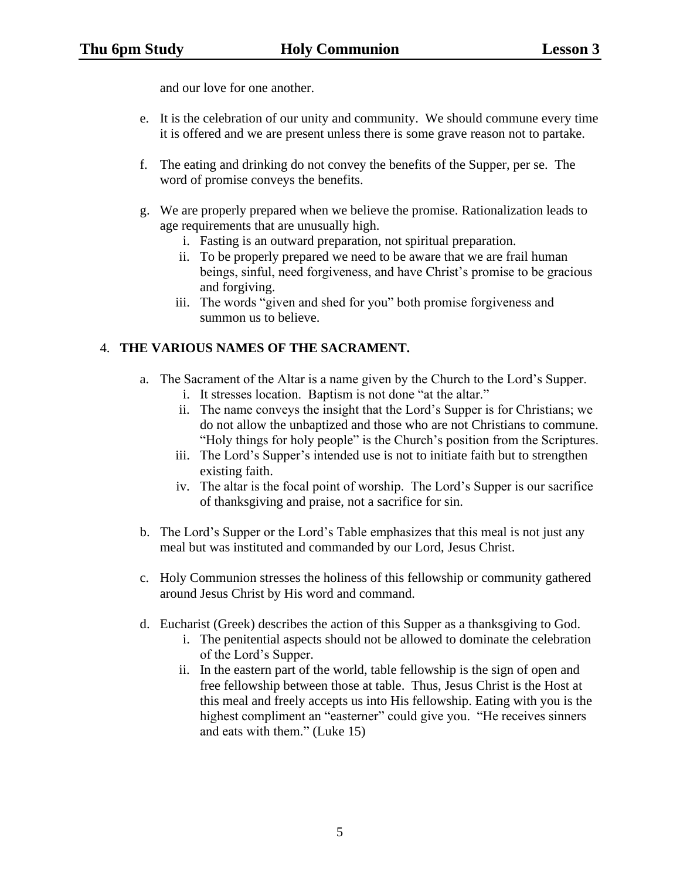and our love for one another.

e. It is the celebration of our unity and community. We should commune every time it is offered and we are present unless there is some grave reason not to partake.

f. The eating and drinking do not convey the benefits of the Supper, per se. The word of promise conveys the benefits.

g. We are properly prepared when we believe the promise. Rationalization leads to age requirements that are unusually high.
   i. Fasting is an outward preparation, not spiritual preparation.
   ii. To be properly prepared we need to be aware that we are frail human beings, sinful, need forgiveness, and have Christ's promise to be gracious and forgiving.
   iii. The words "given and shed for you" both promise forgiveness and summon us to believe.

4. **THE VARIOUS NAMES OF THE SACRAMENT.**

a. The Sacrament of the Altar is a name given by the Church to the Lord's Supper.
   i. It stresses location. Baptism is not done "at the altar."
   ii. The name conveys the insight that the Lord's Supper is for Christians; we do not allow the unbaptized and those who are not Christians to commune. "Holy things for holy people" is the Church's position from the Scriptures.
   iii. The Lord's Supper's intended use is not to initiate faith but to strengthen existing faith.
   iv. The altar is the focal point of worship. The Lord's Supper is our sacrifice of thanksgiving and praise, not a sacrifice for sin.

b. The Lord's Supper or the Lord's Table emphasizes that this meal is not just any meal but was instituted and commanded by our Lord, Jesus Christ.

c. Holy Communion stresses the holiness of this fellowship or community gathered around Jesus Christ by His word and command.

d. Eucharist (Greek) describes the action of this Supper as a thanksgiving to God.
   i. The penitential aspects should not be allowed to dominate the celebration of the Lord's Supper.
   ii. In the eastern part of the world, table fellowship is the sign of open and free fellowship between those at table. Thus, Jesus Christ is the Host at this meal and freely accepts us into His fellowship. Eating with you is the highest compliment an "easterner" could give you. "He receives sinners and eats with them." (Luke 15)